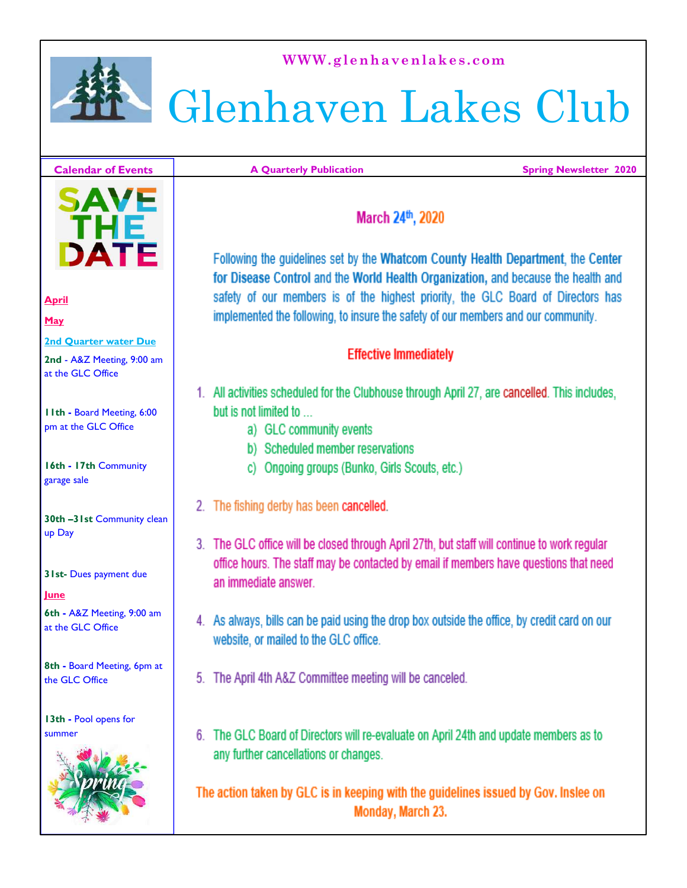WWW.glenhavenlakes.com

# Glenhaven Lakes Club

**A Quarterly Publication** | **Spring Newsletter 2020**

## Calendar of Events

SAVE THE DATE

**April**

**May**

**2nd Quarter water Due**

**2nd** - A&Z Meeting, 9:00 am at the GLC Office

**11th** - Board Meeting, 6:00 pm at the GLC Office

**16th - 17th** Community garage sale

**30th –31st** Community clean up Day

**31st**- Dues payment due

**June**

**6th** - A&Z Meeting, 9:00 am at the GLC Office

**8th** - Board Meeting, 6pm at the GLC Office

**13th** - Pool opens for summer

## March 24th, 2020

Following the guidelines set by the **Whatcom County Health Department**, the **Center for Disease Control** and the **World Health Organization,** and because the health and safety of our members is of the highest priority, the GLC Board of Directors has implemented the following, to insure the safety of our members and our community.

### Effective Immediately

1. All activities scheduled for the Clubhouse through April 27, are cancelled. This includes, but is not limited to ...
   a) GLC community events
   b) Scheduled member reservations
   c) Ongoing groups (Bunko, Girls Scouts, etc.)
2. The fishing derby has been cancelled.
3. The GLC office will be closed through April 27th, but staff will continue to work regular office hours. The staff may be contacted by email if members have questions that need an immediate answer.
4. As always, bills can be paid using the drop box outside the office, by credit card on our website, or mailed to the GLC office.
5. The April 4th A&Z Committee meeting will be canceled.
6. The GLC Board of Directors will re-evaluate on April 24th and update members as to any further cancellations or changes.

**The action taken by GLC is in keeping with the guidelines issued by Gov. Inslee on Monday, March 23.**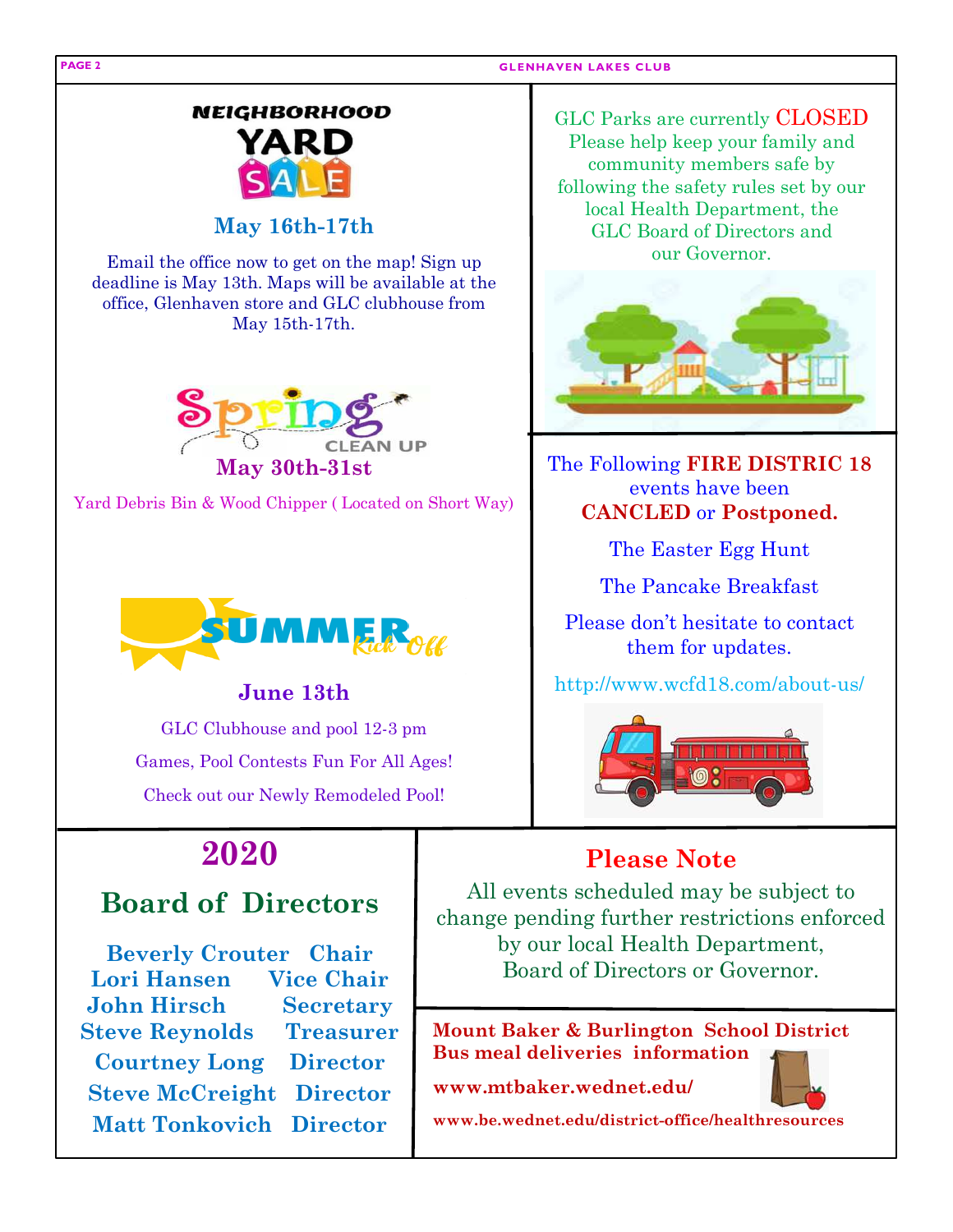## NEIGHBORHOOD YARD SALE

### May 16th-17th

Email the office now to get on the map! Sign up deadline is May 13th. Maps will be available at the office, Glenhaven store and GLC clubhouse from May 15th-17th.

## Spring CLEAN UP

### May 30th-31st

Yard Debris Bin & Wood Chipper ( Located on Short Way)

## SUMMER Kick Off

### June 13th

GLC Clubhouse and pool 12-3 pm

Games, Pool Contests Fun For All Ages!

Check out our Newly Remodeled Pool!

GLC Parks are currently CLOSED Please help keep your family and community members safe by following the safety rules set by our local Health Department, the GLC Board of Directors and our Governor.

The Following **FIRE DISTRICT 18** events have been **CANCLED** or **Postponed.**

The Easter Egg Hunt

The Pancake Breakfast

Please don't hesitate to contact them for updates.

http://www.wcfd18.com/about-us/

## 2020

## Board of Directors

| | |
|---|---|
| **Beverly Crouter** | **Chair** |
| **Lori Hansen** | **Vice Chair** |
| **John Hirsch** | **Secretary** |
| **Steve Reynolds** | **Treasurer** |
| **Courtney Long** | **Director** |
| **Steve McCreight** | **Director** |
| **Matt Tonkovich** | **Director** |

## Please Note

All events scheduled may be subject to change pending further restrictions enforced by our local Health Department, Board of Directors or Governor.

**Mount Baker & Burlington School District Bus meal deliveries information**

**www.mtbaker.wednet.edu/**

**www.be.wednet.edu/district-office/healthresources**